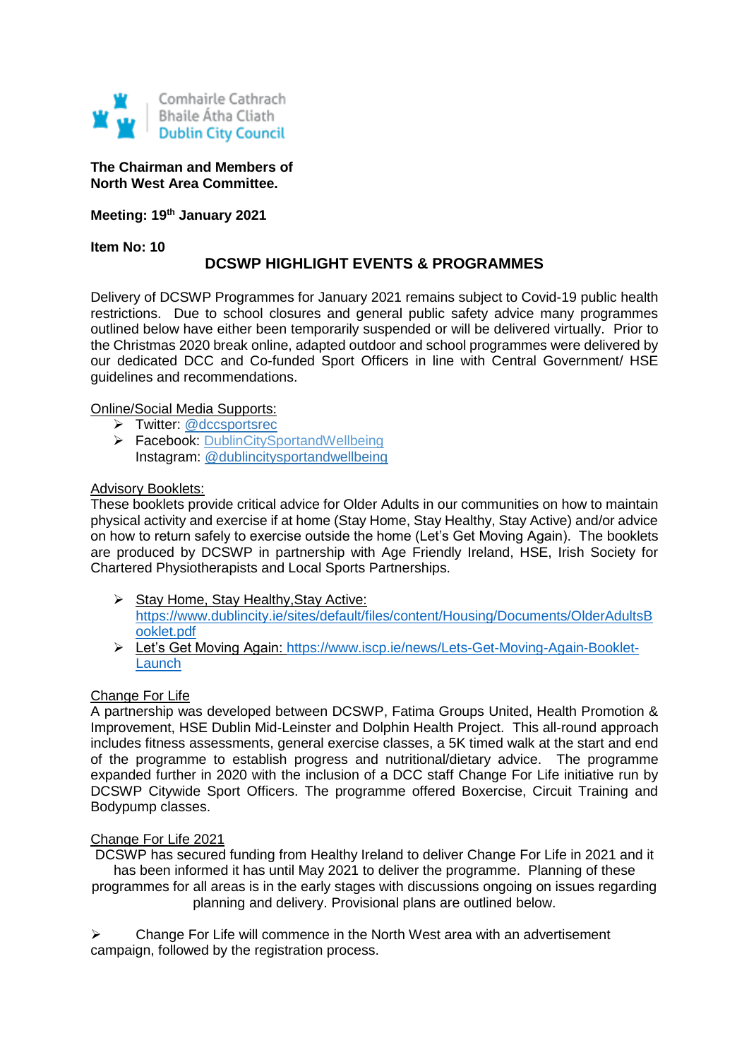Comhairle Cathrach
Bhaile Átha Cliath
Dublin City Council

**The Chairman and Members of North West Area Committee.**

**Meeting: 19th January 2021**

**Item No: 10**

## DCSWP HIGHLIGHT EVENTS & PROGRAMMES

Delivery of DCSWP Programmes for January 2021 remains subject to Covid-19 public health restrictions. Due to school closures and general public safety advice many programmes outlined below have either been temporarily suspended or will be delivered virtually. Prior to the Christmas 2020 break online, adapted outdoor and school programmes were delivered by our dedicated DCC and Co-funded Sport Officers in line with Central Government/ HSE guidelines and recommendations.

Online/Social Media Supports:

- Twitter: @dccsportsrec
- Facebook: DublinCitySportandWellbeing
  Instagram: @dublincitysportandwellbeing

Advisory Booklets:

These booklets provide critical advice for Older Adults in our communities on how to maintain physical activity and exercise if at home (Stay Home, Stay Healthy, Stay Active) and/or advice on how to return safely to exercise outside the home (Let's Get Moving Again). The booklets are produced by DCSWP in partnership with Age Friendly Ireland, HSE, Irish Society for Chartered Physiotherapists and Local Sports Partnerships.

- Stay Home, Stay Healthy,Stay Active: https://www.dublincity.ie/sites/default/files/content/Housing/Documents/OlderAdultsBooklet.pdf
- Let's Get Moving Again: https://www.iscp.ie/news/Lets-Get-Moving-Again-Booklet-Launch

Change For Life

A partnership was developed between DCSWP, Fatima Groups United, Health Promotion & Improvement, HSE Dublin Mid-Leinster and Dolphin Health Project. This all-round approach includes fitness assessments, general exercise classes, a 5K timed walk at the start and end of the programme to establish progress and nutritional/dietary advice. The programme expanded further in 2020 with the inclusion of a DCC staff Change For Life initiative run by DCSWP Citywide Sport Officers. The programme offered Boxercise, Circuit Training and Bodypump classes.

Change For Life 2021

DCSWP has secured funding from Healthy Ireland to deliver Change For Life in 2021 and it has been informed it has until May 2021 to deliver the programme. Planning of these programmes for all areas is in the early stages with discussions ongoing on issues regarding planning and delivery. Provisional plans are outlined below.

- Change For Life will commence in the North West area with an advertisement campaign, followed by the registration process.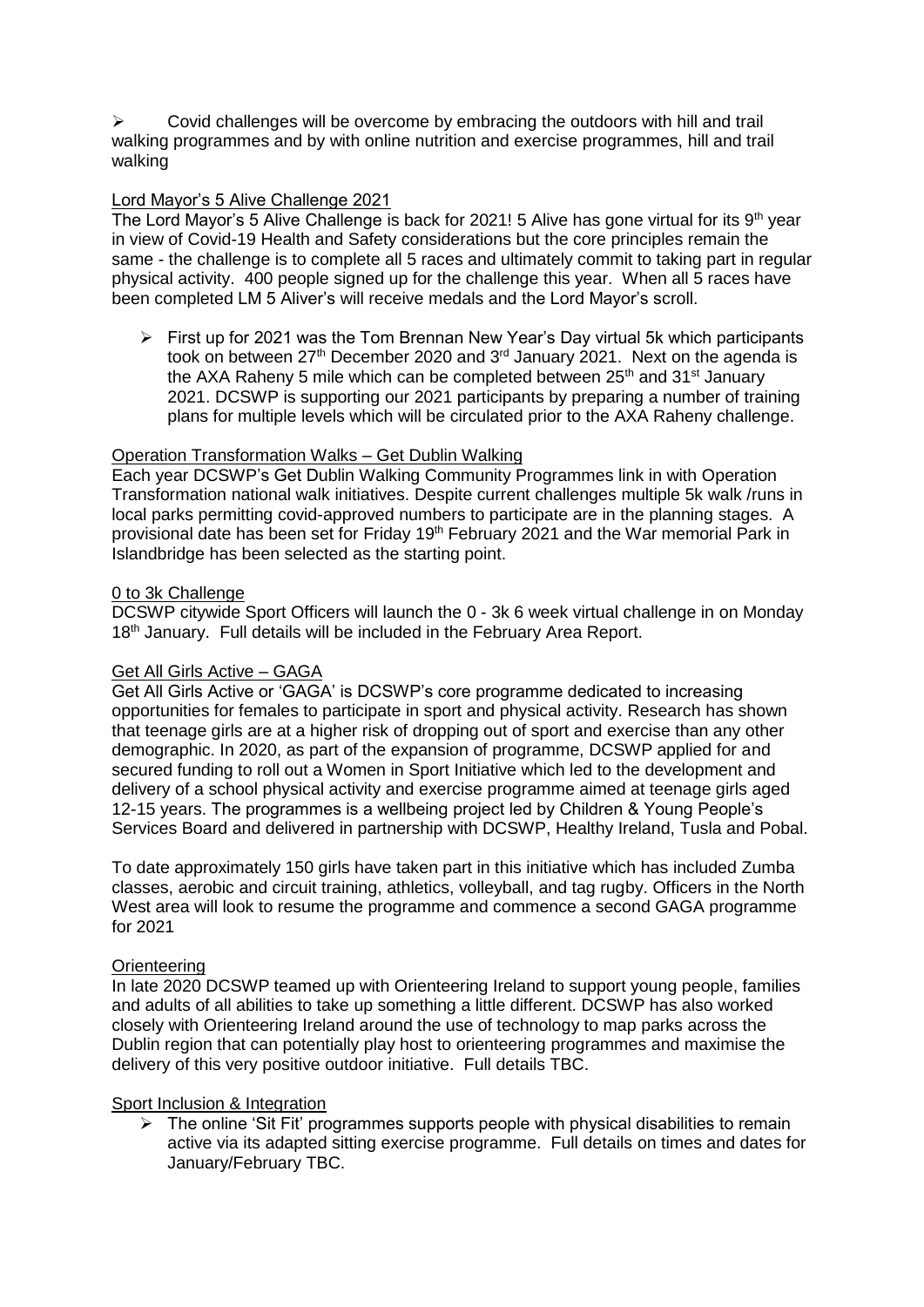- Covid challenges will be overcome by embracing the outdoors with hill and trail walking programmes and by with online nutrition and exercise programmes, hill and trail walking

Lord Mayor's 5 Alive Challenge 2021

The Lord Mayor's 5 Alive Challenge is back for 2021! 5 Alive has gone virtual for its 9th year in view of Covid-19 Health and Safety considerations but the core principles remain the same - the challenge is to complete all 5 races and ultimately commit to taking part in regular physical activity. 400 people signed up for the challenge this year. When all 5 races have been completed LM 5 Aliver's will receive medals and the Lord Mayor's scroll.

- First up for 2021 was the Tom Brennan New Year's Day virtual 5k which participants took on between 27th December 2020 and 3rd January 2021. Next on the agenda is the AXA Raheny 5 mile which can be completed between 25th and 31st January 2021. DCSWP is supporting our 2021 participants by preparing a number of training plans for multiple levels which will be circulated prior to the AXA Raheny challenge.

Operation Transformation Walks – Get Dublin Walking

Each year DCSWP's Get Dublin Walking Community Programmes link in with Operation Transformation national walk initiatives. Despite current challenges multiple 5k walk /runs in local parks permitting covid-approved numbers to participate are in the planning stages. A provisional date has been set for Friday 19th February 2021 and the War memorial Park in Islandbridge has been selected as the starting point.

0 to 3k Challenge

DCSWP citywide Sport Officers will launch the 0 - 3k 6 week virtual challenge in on Monday 18th January. Full details will be included in the February Area Report.

Get All Girls Active – GAGA

Get All Girls Active or 'GAGA' is DCSWP's core programme dedicated to increasing opportunities for females to participate in sport and physical activity. Research has shown that teenage girls are at a higher risk of dropping out of sport and exercise than any other demographic. In 2020, as part of the expansion of programme, DCSWP applied for and secured funding to roll out a Women in Sport Initiative which led to the development and delivery of a school physical activity and exercise programme aimed at teenage girls aged 12-15 years. The programmes is a wellbeing project led by Children & Young People's Services Board and delivered in partnership with DCSWP, Healthy Ireland, Tusla and Pobal.

To date approximately 150 girls have taken part in this initiative which has included Zumba classes, aerobic and circuit training, athletics, volleyball, and tag rugby. Officers in the North West area will look to resume the programme and commence a second GAGA programme for 2021

Orienteering

In late 2020 DCSWP teamed up with Orienteering Ireland to support young people, families and adults of all abilities to take up something a little different. DCSWP has also worked closely with Orienteering Ireland around the use of technology to map parks across the Dublin region that can potentially play host to orienteering programmes and maximise the delivery of this very positive outdoor initiative. Full details TBC.

Sport Inclusion & Integration

- The online 'Sit Fit' programmes supports people with physical disabilities to remain active via its adapted sitting exercise programme. Full details on times and dates for January/February TBC.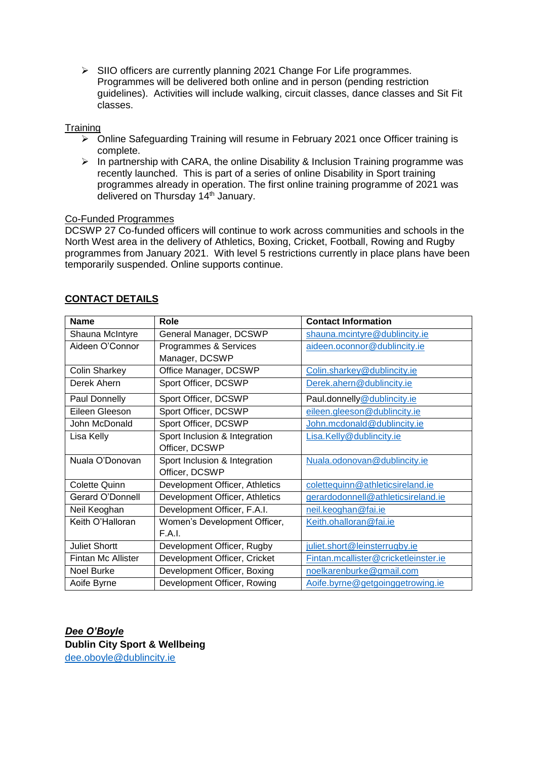- SIIO officers are currently planning 2021 Change For Life programmes. Programmes will be delivered both online and in person (pending restriction guidelines). Activities will include walking, circuit classes, dance classes and Sit Fit classes.

Training

- Online Safeguarding Training will resume in February 2021 once Officer training is complete.
- In partnership with CARA, the online Disability & Inclusion Training programme was recently launched. This is part of a series of online Disability in Sport training programmes already in operation. The first online training programme of 2021 was delivered on Thursday 14th January.

Co-Funded Programmes

DCSWP 27 Co-funded officers will continue to work across communities and schools in the North West area in the delivery of Athletics, Boxing, Cricket, Football, Rowing and Rugby programmes from January 2021. With level 5 restrictions currently in place plans have been temporarily suspended. Online supports continue.

**CONTACT DETAILS**

| Name | Role | Contact Information |
|---|---|---|
| Shauna McIntyre | General Manager, DCSWP | shauna.mcintyre@dublincity.ie |
| Aideen O'Connor | Programmes & Services Manager, DCSWP | aideen.oconnor@dublincity.ie |
| Colin Sharkey | Office Manager, DCSWP | Colin.sharkey@dublincity.ie |
| Derek Ahern | Sport Officer, DCSWP | Derek.ahern@dublincity.ie |
| Paul Donnelly | Sport Officer, DCSWP | Paul.donnelly@dublincity.ie |
| Eileen Gleeson | Sport Officer, DCSWP | eileen.gleeson@dublincity.ie |
| John McDonald | Sport Officer, DCSWP | John.mcdonald@dublincity.ie |
| Lisa Kelly | Sport Inclusion & Integration Officer, DCSWP | Lisa.Kelly@dublincity.ie |
| Nuala O'Donovan | Sport Inclusion & Integration Officer, DCSWP | Nuala.odonovan@dublincity.ie |
| Colette Quinn | Development Officer, Athletics | colettequinn@athleticsireland.ie |
| Gerard O'Donnell | Development Officer, Athletics | gerardodonnell@athleticsireland.ie |
| Neil Keoghan | Development Officer, F.A.I. | neil.keoghan@fai.ie |
| Keith O'Halloran | Women's Development Officer, F.A.I. | Keith.ohalloran@fai.ie |
| Juliet Shortt | Development Officer, Rugby | juliet.short@leinsterrugby.ie |
| Fintan Mc Allister | Development Officer, Cricket | Fintan.mcallister@cricketleinster.ie |
| Noel Burke | Development Officer, Boxing | noelkarenburke@gmail.com |
| Aoife Byrne | Development Officer, Rowing | Aoife.byrne@getgoinggetrowing.ie |

***Dee O'Boyle***
**Dublin City Sport & Wellbeing**
dee.oboyle@dublincity.ie